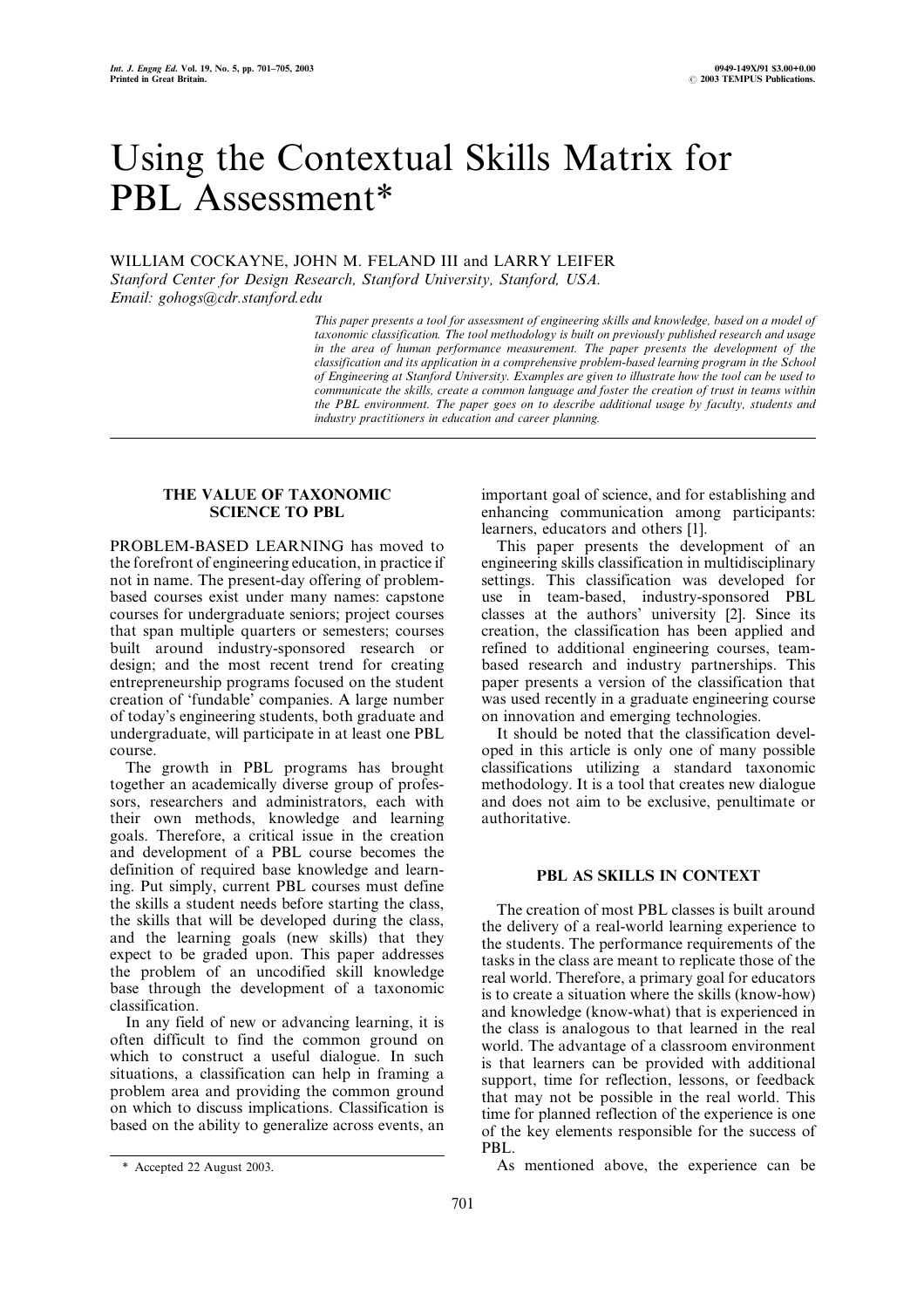# Using the Contextual Skills Matrix for PBL Assessment*

WILLIAM COCKAYNE, JOHN M. FELAND III and LARRY LEIFER

*Stanford Center for Design Research, Stanford University, Stanford, USA.*
*Email: gohogs@cdr.stanford.edu*

*This paper presents a tool for assessment of engineering skills and knowledge, based on a model of taxonomic classification. The tool methodology is built on previously published research and usage in the area of human performance measurement. The paper presents the development of the classification and its application in a comprehensive problem-based learning program in the School of Engineering at Stanford University. Examples are given to illustrate how the tool can be used to communicate the skills, create a common language and foster the creation of trust in teams within the PBL environment. The paper goes on to describe additional usage by faculty, students and industry practitioners in education and career planning.*

## THE VALUE OF TAXONOMIC SCIENCE TO PBL

PROBLEM-BASED LEARNING has moved to the forefront of engineering education, in practice if not in name. The present-day offering of problem-based courses exist under many names: capstone courses for undergraduate seniors; project courses that span multiple quarters or semesters; courses built around industry-sponsored research or design; and the most recent trend for creating entrepreneurship programs focused on the student creation of 'fundable' companies. A large number of today's engineering students, both graduate and undergraduate, will participate in at least one PBL course.

The growth in PBL programs has brought together an academically diverse group of professors, researchers and administrators, each with their own methods, knowledge and learning goals. Therefore, a critical issue in the creation and development of a PBL course becomes the definition of required base knowledge and learning. Put simply, current PBL courses must define the skills a student needs before starting the class, the skills that will be developed during the class, and the learning goals (new skills) that they expect to be graded upon. This paper addresses the problem of an uncodified skill knowledge base through the development of a taxonomic classification.

In any field of new or advancing learning, it is often difficult to find the common ground on which to construct a useful dialogue. In such situations, a classification can help in framing a problem area and providing the common ground on which to discuss implications. Classification is based on the ability to generalize across events, an important goal of science, and for establishing and enhancing communication among participants: learners, educators and others [1].

This paper presents the development of an engineering skills classification in multidisciplinary settings. This classification was developed for use in team-based, industry-sponsored PBL classes at the authors' university [2]. Since its creation, the classification has been applied and refined to additional engineering courses, team-based research and industry partnerships. This paper presents a version of the classification that was used recently in a graduate engineering course on innovation and emerging technologies.

It should be noted that the classification developed in this article is only one of many possible classifications utilizing a standard taxonomic methodology. It is a tool that creates new dialogue and does not aim to be exclusive, penultimate or authoritative.

## PBL AS SKILLS IN CONTEXT

The creation of most PBL classes is built around the delivery of a real-world learning experience to the students. The performance requirements of the tasks in the class are meant to replicate those of the real world. Therefore, a primary goal for educators is to create a situation where the skills (know-how) and knowledge (know-what) that is experienced in the class is analogous to that learned in the real world. The advantage of a classroom environment is that learners can be provided with additional support, time for reflection, lessons, or feedback that may not be possible in the real world. This time for planned reflection of the experience is one of the key elements responsible for the success of PBL.

As mentioned above, the experience can be

\* Accepted 22 August 2003.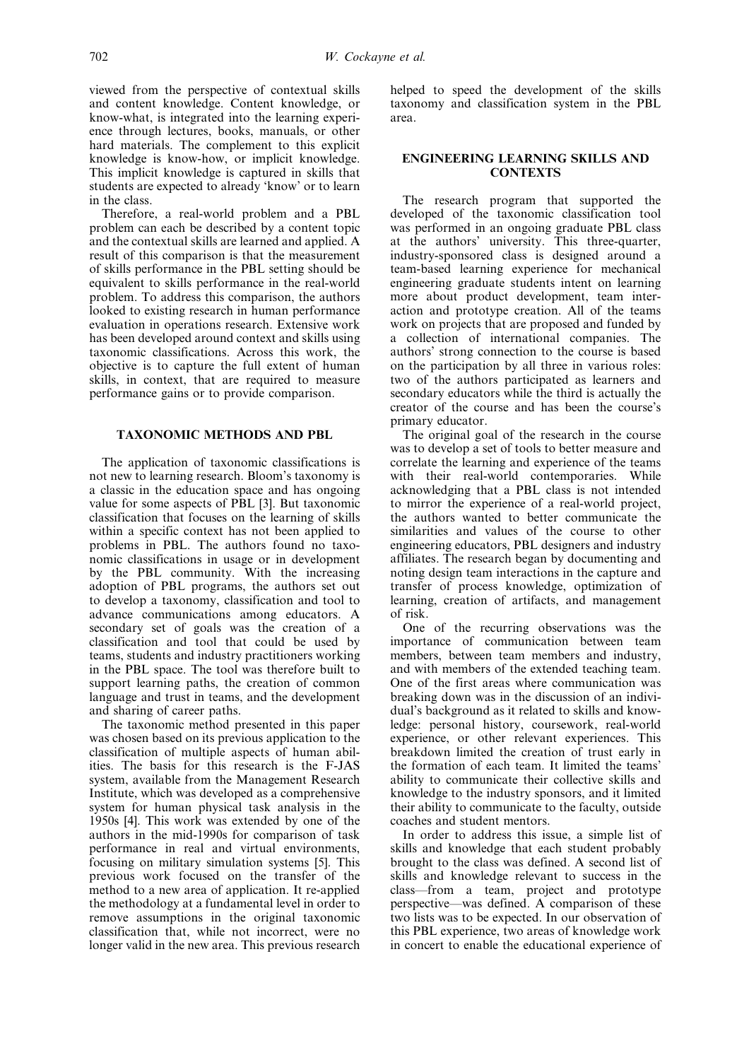viewed from the perspective of contextual skills and content knowledge. Content knowledge, or know-what, is integrated into the learning experience through lectures, books, manuals, or other hard materials. The complement to this explicit knowledge is know-how, or implicit knowledge. This implicit knowledge is captured in skills that students are expected to already 'know' or to learn in the class.

Therefore, a real-world problem and a PBL problem can each be described by a content topic and the contextual skills are learned and applied. A result of this comparison is that the measurement of skills performance in the PBL setting should be equivalent to skills performance in the real-world problem. To address this comparison, the authors looked to existing research in human performance evaluation in operations research. Extensive work has been developed around context and skills using taxonomic classifications. Across this work, the objective is to capture the full extent of human skills, in context, that are required to measure performance gains or to provide comparison.

## TAXONOMIC METHODS AND PBL

The application of taxonomic classifications is not new to learning research. Bloom's taxonomy is a classic in the education space and has ongoing value for some aspects of PBL [3]. But taxonomic classification that focuses on the learning of skills within a specific context has not been applied to problems in PBL. The authors found no taxonomic classifications in usage or in development by the PBL community. With the increasing adoption of PBL programs, the authors set out to develop a taxonomy, classification and tool to advance communications among educators. A secondary set of goals was the creation of a classification and tool that could be used by teams, students and industry practitioners working in the PBL space. The tool was therefore built to support learning paths, the creation of common language and trust in teams, and the development and sharing of career paths.

The taxonomic method presented in this paper was chosen based on its previous application to the classification of multiple aspects of human abilities. The basis for this research is the F-JAS system, available from the Management Research Institute, which was developed as a comprehensive system for human physical task analysis in the 1950s [4]. This work was extended by one of the authors in the mid-1990s for comparison of task performance in real and virtual environments, focusing on military simulation systems [5]. This previous work focused on the transfer of the method to a new area of application. It re-applied the methodology at a fundamental level in order to remove assumptions in the original taxonomic classification that, while not incorrect, were no longer valid in the new area. This previous research helped to speed the development of the skills taxonomy and classification system in the PBL area.

## ENGINEERING LEARNING SKILLS AND CONTEXTS

The research program that supported the developed of the taxonomic classification tool was performed in an ongoing graduate PBL class at the authors' university. This three-quarter, industry-sponsored class is designed around a team-based learning experience for mechanical engineering graduate students intent on learning more about product development, team interaction and prototype creation. All of the teams work on projects that are proposed and funded by a collection of international companies. The authors' strong connection to the course is based on the participation by all three in various roles: two of the authors participated as learners and secondary educators while the third is actually the creator of the course and has been the course's primary educator.

The original goal of the research in the course was to develop a set of tools to better measure and correlate the learning and experience of the teams with their real-world contemporaries. While acknowledging that a PBL class is not intended to mirror the experience of a real-world project, the authors wanted to better communicate the similarities and values of the course to other engineering educators, PBL designers and industry affiliates. The research began by documenting and noting design team interactions in the capture and transfer of process knowledge, optimization of learning, creation of artifacts, and management of risk.

One of the recurring observations was the importance of communication between team members, between team members and industry, and with members of the extended teaching team. One of the first areas where communication was breaking down was in the discussion of an individual's background as it related to skills and knowledge: personal history, coursework, real-world experience, or other relevant experiences. This breakdown limited the creation of trust early in the formation of each team. It limited the teams' ability to communicate their collective skills and knowledge to the industry sponsors, and it limited their ability to communicate to the faculty, outside coaches and student mentors.

In order to address this issue, a simple list of skills and knowledge that each student probably brought to the class was defined. A second list of skills and knowledge relevant to success in the class—from a team, project and prototype perspective—was defined. A comparison of these two lists was to be expected. In our observation of this PBL experience, two areas of knowledge work in concert to enable the educational experience of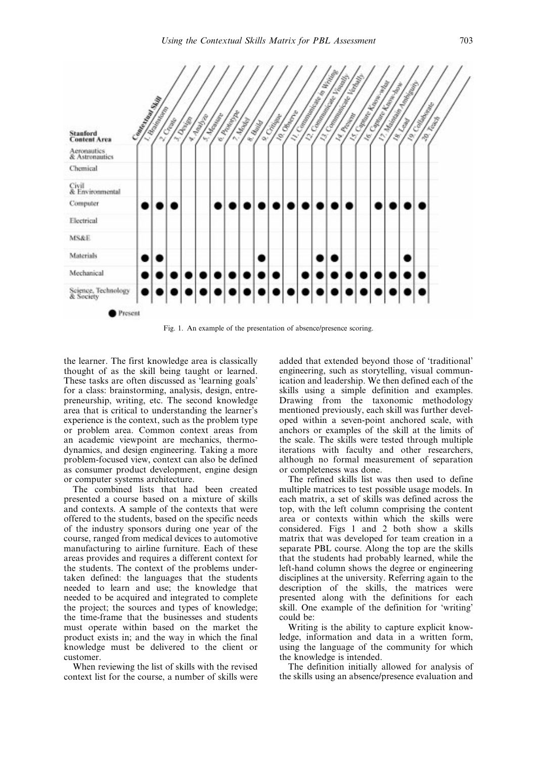| Stanford Content Area | 1. Brainstorm | 2. Create | 3. Design | 4. Analyze | 5. Measure | 6. Prototype | 7. Model | 8. Build | 9. Critique | 10. Observe | 11. Communicate in Writing | 12. Communicate Visually | 13. Communicate Verbally | 14. Present | 15. Capture Know-what | 16. Capture Know-how | 17. Maintain Ambiguity | 18. Lead | 19. Collaborate | 20. Teach |
|---|---|---|---|---|---|---|---|---|---|---|---|---|---|---|---|---|---|---|---|---|
| Aeronautics & Astronautics | | | | | | | | | | | | | | | | | | | | |
| Chemical | | | | | | | | | | | | | | | | | | | | |
| Civil & Environmental | | | | | | | | | | | | | | | | | | | | |
| Computer | ● | ● | ● | | | ● | ● | ● | ● | ● | ● | ● | ● | ● | ● | | ● | ● | ● | ● |
| Electrical | | | | | | | | | | | | | | | | | | | | |
| MS&E | | | | | | | | | | | | | | | | | | | | |
| Materials | ● | ● | | | | | | | ● | | | | ● | ● | | | | | ● | |
| Mechanical | ● | ● | ● | ● | ● | ● | ● | ● | ● | ● | | ● | ● | ● | ● | ● | ● | ● | ● | ● |
| Science, Technology & Society | ● | ● | ● | ● | ● | ● | ● | ● | ● | ● | ● | ● | ● | ● | ● | ● | ● | ● | ● | ● |

● Present

Fig. 1. An example of the presentation of absence/presence scoring.

the learner. The first knowledge area is classically thought of as the skill being taught or learned. These tasks are often discussed as 'learning goals' for a class: brainstorming, analysis, design, entrepreneurship, writing, etc. The second knowledge area that is critical to understanding the learner's experience is the context, such as the problem type or problem area. Common context areas from an academic viewpoint are mechanics, thermodynamics, and design engineering. Taking a more problem-focused view, context can also be defined as consumer product development, engine design or computer systems architecture.

The combined lists that had been created presented a course based on a mixture of skills and contexts. A sample of the contexts that were offered to the students, based on the specific needs of the industry sponsors during one year of the course, ranged from medical devices to automotive manufacturing to airline furniture. Each of these areas provides and requires a different context for the students. The context of the problems undertaken defined: the languages that the students needed to learn and use; the knowledge that needed to be acquired and integrated to complete the project; the sources and types of knowledge; the time-frame that the businesses and students must operate within based on the market the product exists in; and the way in which the final knowledge must be delivered to the client or customer.

When reviewing the list of skills with the revised context list for the course, a number of skills were added that extended beyond those of 'traditional' engineering, such as storytelling, visual communication and leadership. We then defined each of the skills using a simple definition and examples. Drawing from the taxonomic methodology mentioned previously, each skill was further developed within a seven-point anchored scale, with anchors or examples of the skill at the limits of the scale. The skills were tested through multiple iterations with faculty and other researchers, although no formal measurement of separation or completeness was done.

The refined skills list was then used to define multiple matrices to test possible usage models. In each matrix, a set of skills was defined across the top, with the left column comprising the content area or contexts within which the skills were considered. Figs 1 and 2 both show a skills matrix that was developed for team creation in a separate PBL course. Along the top are the skills that the students had probably learned, while the left-hand column shows the degree or engineering disciplines at the university. Referring again to the description of the skills, the matrices were presented along with the definitions for each skill. One example of the definition for 'writing' could be:

Writing is the ability to capture explicit knowledge, information and data in a written form, using the language of the community for which the knowledge is intended.

The definition initially allowed for analysis of the skills using an absence/presence evaluation and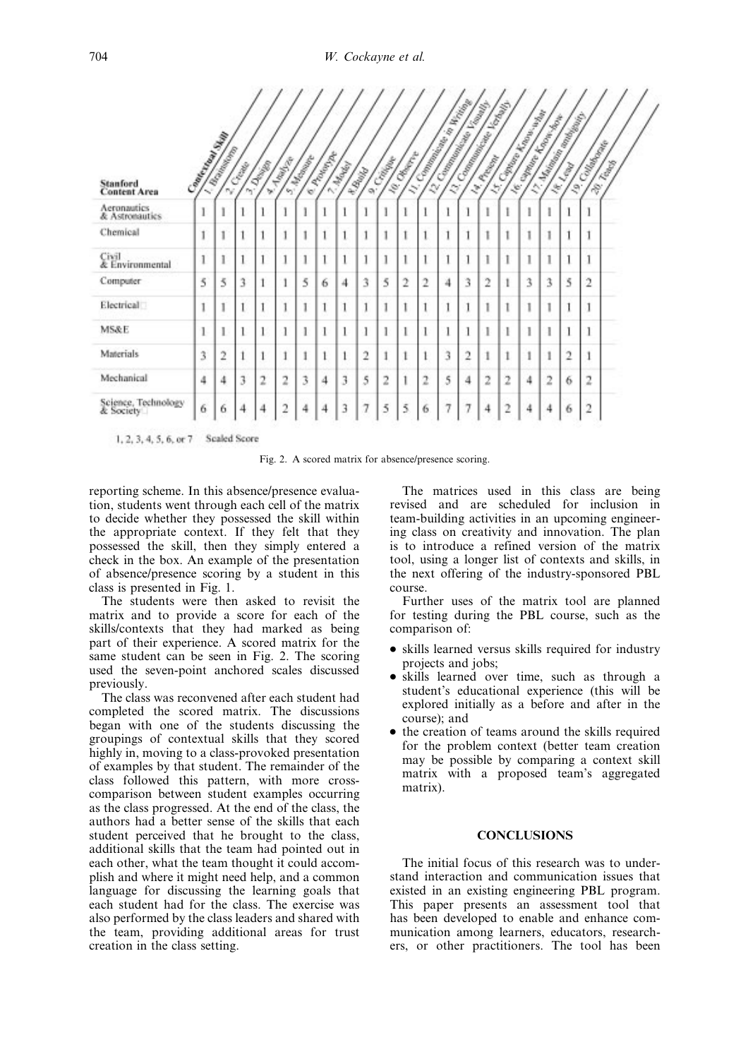| Stanford Content Area | Contextual Skill 1. Brainstorm | 2. Create | 3. Design | 4. Analyze | 5. Measure | 6. Prototype | 7. Model | 8. Build | 9. Critique | 10. Observe | 11. Communicate in Writing | 12. Communicate Visually | 13. Communicate Verbally | 14. Present | 15. Capture Know-what | 16. capture Know-how | 17. Maintain ambiguity | 18. Lead | 19. Collaborate | 20. Teach |
|---|---|---|---|---|---|---|---|---|---|---|---|---|---|---|---|---|---|---|---|---|
| Aeronautics & Astronautics | 1 | 1 | 1 | 1 | 1 | 1 | 1 | 1 | 1 | 1 | 1 | 1 | 1 | 1 | 1 | 1 | 1 | 1 | 1 | 1 |
| Chemical | 1 | 1 | 1 | 1 | 1 | 1 | 1 | 1 | 1 | 1 | 1 | 1 | 1 | 1 | 1 | 1 | 1 | 1 | 1 | 1 |
| Civil & Environmental | 1 | 1 | 1 | 1 | 1 | 1 | 1 | 1 | 1 | 1 | 1 | 1 | 1 | 1 | 1 | 1 | 1 | 1 | 1 | 1 |
| Computer | 5 | 5 | 3 | 1 | 1 | 5 | 6 | 4 | 3 | 5 | 2 | 2 | 4 | 3 | 2 | 1 | 3 | 3 | 5 | 2 |
| Electrical | 1 | 1 | 1 | 1 | 1 | 1 | 1 | 1 | 1 | 1 | 1 | 1 | 1 | 1 | 1 | 1 | 1 | 1 | 1 | 1 |
| MS&E | 1 | 1 | 1 | 1 | 1 | 1 | 1 | 1 | 1 | 1 | 1 | 1 | 1 | 1 | 1 | 1 | 1 | 1 | 1 | 1 |
| Materials | 3 | 2 | 1 | 1 | 1 | 1 | 1 | 1 | 2 | 1 | 1 | 1 | 3 | 2 | 1 | 1 | 1 | 1 | 2 | 1 |
| Mechanical | 4 | 4 | 3 | 2 | 2 | 3 | 4 | 3 | 5 | 2 | 1 | 2 | 5 | 4 | 2 | 2 | 4 | 2 | 6 | 2 |
| Science, Technology & Society | 6 | 6 | 4 | 4 | 2 | 4 | 4 | 3 | 7 | 5 | 5 | 6 | 7 | 7 | 4 | 2 | 4 | 4 | 6 | 2 |

1, 2, 3, 4, 5, 6, or 7 Scaled Score

Fig. 2. A scored matrix for absence/presence scoring.

reporting scheme. In this absence/presence evaluation, students went through each cell of the matrix to decide whether they possessed the skill within the appropriate context. If they felt that they possessed the skill, then they simply entered a check in the box. An example of the presentation of absence/presence scoring by a student in this class is presented in Fig. 1.

The students were then asked to revisit the matrix and to provide a score for each of the skills/contexts that they had marked as being part of their experience. A scored matrix for the same student can be seen in Fig. 2. The scoring used the seven-point anchored scales discussed previously.

The class was reconvened after each student had completed the scored matrix. The discussions began with one of the students discussing the groupings of contextual skills that they scored highly in, moving to a class-provoked presentation of examples by that student. The remainder of the class followed this pattern, with more cross-comparison between student examples occurring as the class progressed. At the end of the class, the authors had a better sense of the skills that each student perceived that he brought to the class, additional skills that the team had pointed out in each other, what the team thought it could accomplish and where it might need help, and a common language for discussing the learning goals that each student had for the class. The exercise was also performed by the class leaders and shared with the team, providing additional areas for trust creation in the class setting.

The matrices used in this class are being revised and are scheduled for inclusion in team-building activities in an upcoming engineering class on creativity and innovation. The plan is to introduce a refined version of the matrix tool, using a longer list of contexts and skills, in the next offering of the industry-sponsored PBL course.

Further uses of the matrix tool are planned for testing during the PBL course, such as the comparison of:

- skills learned versus skills required for industry projects and jobs;
- skills learned over time, such as through a student's educational experience (this will be explored initially as a before and after in the course); and
- the creation of teams around the skills required for the problem context (better team creation may be possible by comparing a context skill matrix with a proposed team's aggregated matrix).

## CONCLUSIONS

The initial focus of this research was to understand interaction and communication issues that existed in an existing engineering PBL program. This paper presents an assessment tool that has been developed to enable and enhance communication among learners, educators, researchers, or other practitioners. The tool has been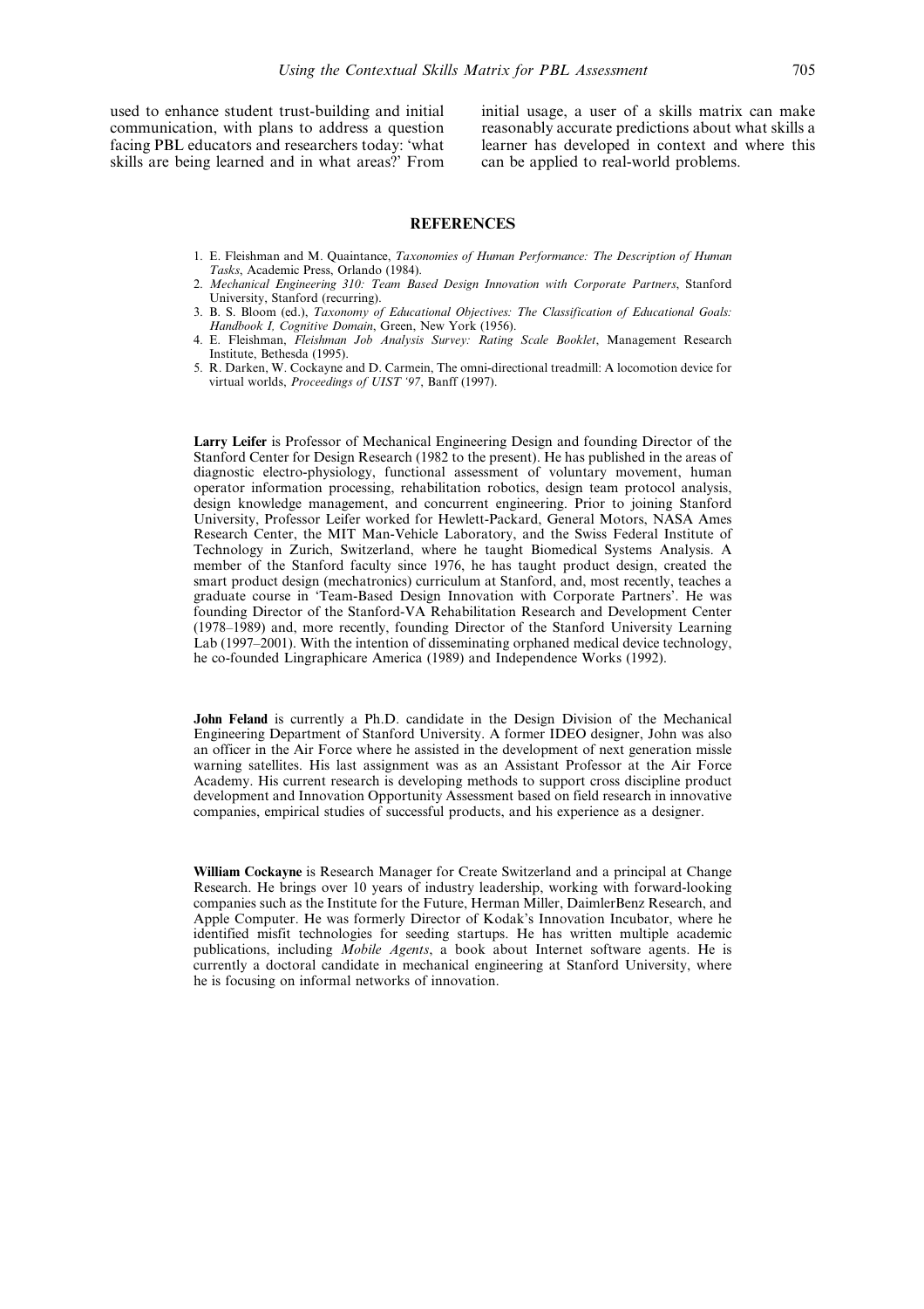used to enhance student trust-building and initial communication, with plans to address a question facing PBL educators and researchers today: 'what skills are being learned and in what areas?' From initial usage, a user of a skills matrix can make reasonably accurate predictions about what skills a learner has developed in context and where this can be applied to real-world problems.

## REFERENCES

1. E. Fleishman and M. Quaintance, *Taxonomies of Human Performance: The Description of Human Tasks*, Academic Press, Orlando (1984).
2. *Mechanical Engineering 310: Team Based Design Innovation with Corporate Partners*, Stanford University, Stanford (recurring).
3. B. S. Bloom (ed.), *Taxonomy of Educational Objectives: The Classification of Educational Goals: Handbook I, Cognitive Domain*, Green, New York (1956).
4. E. Fleishman, *Fleishman Job Analysis Survey: Rating Scale Booklet*, Management Research Institute, Bethesda (1995).
5. R. Darken, W. Cockayne and D. Carmein, The omni-directional treadmill: A locomotion device for virtual worlds, *Proceedings of UIST '97*, Banff (1997).

**Larry Leifer** is Professor of Mechanical Engineering Design and founding Director of the Stanford Center for Design Research (1982 to the present). He has published in the areas of diagnostic electro-physiology, functional assessment of voluntary movement, human operator information processing, rehabilitation robotics, design team protocol analysis, design knowledge management, and concurrent engineering. Prior to joining Stanford University, Professor Leifer worked for Hewlett-Packard, General Motors, NASA Ames Research Center, the MIT Man-Vehicle Laboratory, and the Swiss Federal Institute of Technology in Zurich, Switzerland, where he taught Biomedical Systems Analysis. A member of the Stanford faculty since 1976, he has taught product design, created the smart product design (mechatronics) curriculum at Stanford, and, most recently, teaches a graduate course in 'Team-Based Design Innovation with Corporate Partners'. He was founding Director of the Stanford-VA Rehabilitation Research and Development Center (1978–1989) and, more recently, founding Director of the Stanford University Learning Lab (1997–2001). With the intention of disseminating orphaned medical device technology, he co-founded Lingraphicare America (1989) and Independence Works (1992).

**John Feland** is currently a Ph.D. candidate in the Design Division of the Mechanical Engineering Department of Stanford University. A former IDEO designer, John was also an officer in the Air Force where he assisted in the development of next generation missle warning satellites. His last assignment was as an Assistant Professor at the Air Force Academy. His current research is developing methods to support cross discipline product development and Innovation Opportunity Assessment based on field research in innovative companies, empirical studies of successful products, and his experience as a designer.

**William Cockayne** is Research Manager for Create Switzerland and a principal at Change Research. He brings over 10 years of industry leadership, working with forward-looking companies such as the Institute for the Future, Herman Miller, DaimlerBenz Research, and Apple Computer. He was formerly Director of Kodak's Innovation Incubator, where he identified misfit technologies for seeding startups. He has written multiple academic publications, including *Mobile Agents*, a book about Internet software agents. He is currently a doctoral candidate in mechanical engineering at Stanford University, where he is focusing on informal networks of innovation.